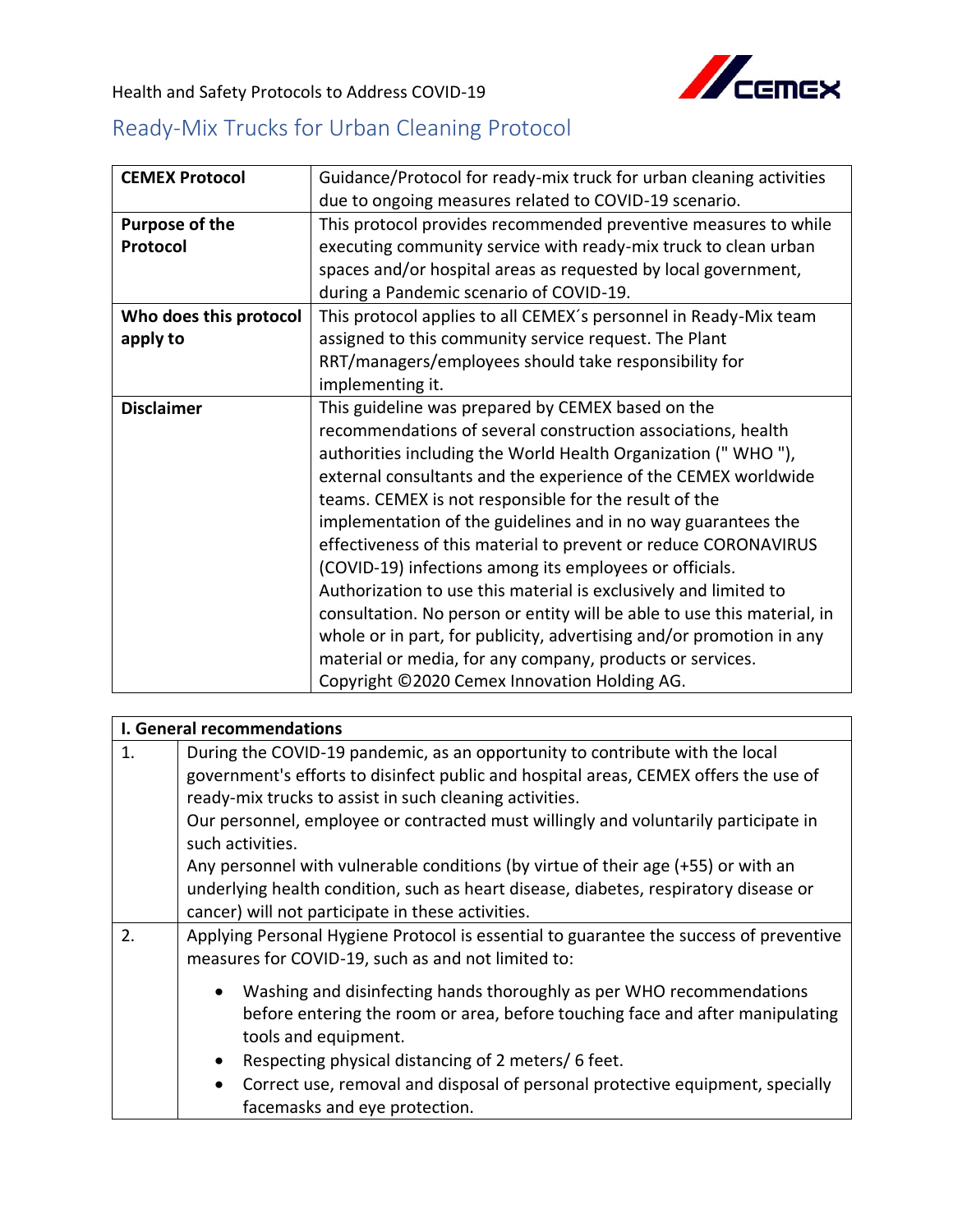Health and Safety Protocols to Address COVID-19

## Ready-Mix Trucks for Urban Cleaning Protocol

| **CEMEX Protocol** | Guidance/Protocol for ready-mix truck for urban cleaning activities due to ongoing measures related to COVID-19 scenario. |
|---|---|
| **Purpose of the Protocol** | This protocol provides recommended preventive measures to while executing community service with ready-mix truck to clean urban spaces and/or hospital areas as requested by local government, during a Pandemic scenario of COVID-19. |
| **Who does this protocol apply to** | This protocol applies to all CEMEX´s personnel in Ready-Mix team assigned to this community service request. The Plant RRT/managers/employees should take responsibility for implementing it. |
| **Disclaimer** | This guideline was prepared by CEMEX based on the recommendations of several construction associations, health authorities including the World Health Organization (" WHO "), external consultants and the experience of the CEMEX worldwide teams. CEMEX is not responsible for the result of the implementation of the guidelines and in no way guarantees the effectiveness of this material to prevent or reduce CORONAVIRUS (COVID-19) infections among its employees or officials. Authorization to use this material is exclusively and limited to consultation. No person or entity will be able to use this material, in whole or in part, for publicity, advertising and/or promotion in any material or media, for any company, products or services. Copyright ©2020 Cemex Innovation Holding AG. |

| **I. General recommendations** | |
|---|---|
| 1. | During the COVID-19 pandemic, as an opportunity to contribute with the local government's efforts to disinfect public and hospital areas, CEMEX offers the use of ready-mix trucks to assist in such cleaning activities.<br>Our personnel, employee or contracted must willingly and voluntarily participate in such activities.<br>Any personnel with vulnerable conditions (by virtue of their age (+55) or with an underlying health condition, such as heart disease, diabetes, respiratory disease or cancer) will not participate in these activities. |
| 2. | Applying Personal Hygiene Protocol is essential to guarantee the success of preventive measures for COVID-19, such as and not limited to:<br>• Washing and disinfecting hands thoroughly as per WHO recommendations before entering the room or area, before touching face and after manipulating tools and equipment.<br>• Respecting physical distancing of 2 meters/ 6 feet.<br>• Correct use, removal and disposal of personal protective equipment, specially facemasks and eye protection. |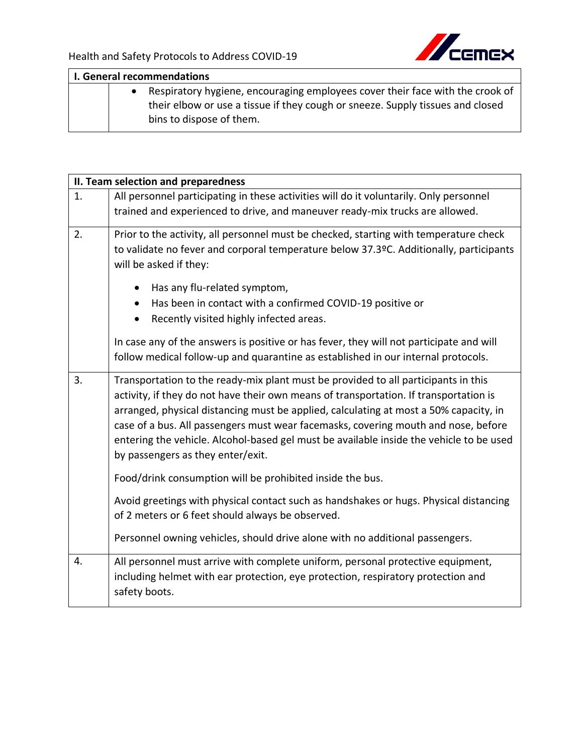| I. General recommendations | |
|---|---|
| | • Respiratory hygiene, encouraging employees cover their face with the crook of their elbow or use a tissue if they cough or sneeze. Supply tissues and closed bins to dispose of them. |

| II. Team selection and preparedness | |
|---|---|
| 1. | All personnel participating in these activities will do it voluntarily. Only personnel trained and experienced to drive, and maneuver ready-mix trucks are allowed. |
| 2. | Prior to the activity, all personnel must be checked, starting with temperature check to validate no fever and corporal temperature below 37.3ºC. Additionally, participants will be asked if they:<br>• Has any flu-related symptom,<br>• Has been in contact with a confirmed COVID-19 positive or<br>• Recently visited highly infected areas.<br>In case any of the answers is positive or has fever, they will not participate and will follow medical follow-up and quarantine as established in our internal protocols. |
| 3. | Transportation to the ready-mix plant must be provided to all participants in this activity, if they do not have their own means of transportation. If transportation is arranged, physical distancing must be applied, calculating at most a 50% capacity, in case of a bus. All passengers must wear facemasks, covering mouth and nose, before entering the vehicle. Alcohol-based gel must be available inside the vehicle to be used by passengers as they enter/exit.<br>Food/drink consumption will be prohibited inside the bus.<br>Avoid greetings with physical contact such as handshakes or hugs. Physical distancing of 2 meters or 6 feet should always be observed.<br>Personnel owning vehicles, should drive alone with no additional passengers. |
| 4. | All personnel must arrive with complete uniform, personal protective equipment, including helmet with ear protection, eye protection, respiratory protection and safety boots. |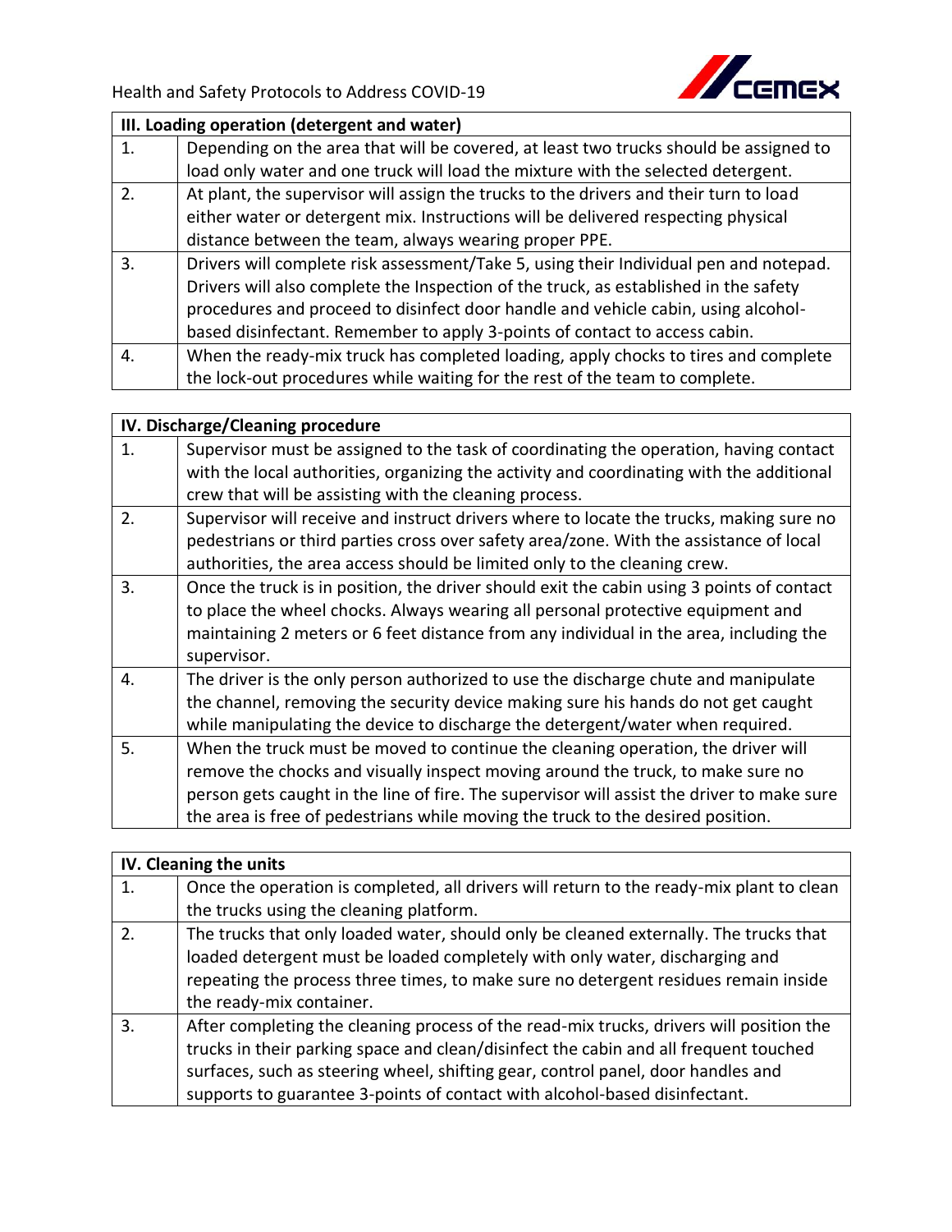| III. Loading operation (detergent and water) | |
|---|---|
| 1. | Depending on the area that will be covered, at least two trucks should be assigned to load only water and one truck will load the mixture with the selected detergent. |
| 2. | At plant, the supervisor will assign the trucks to the drivers and their turn to load either water or detergent mix. Instructions will be delivered respecting physical distance between the team, always wearing proper PPE. |
| 3. | Drivers will complete risk assessment/Take 5, using their Individual pen and notepad. Drivers will also complete the Inspection of the truck, as established in the safety procedures and proceed to disinfect door handle and vehicle cabin, using alcohol-based disinfectant. Remember to apply 3-points of contact to access cabin. |
| 4. | When the ready-mix truck has completed loading, apply chocks to tires and complete the lock-out procedures while waiting for the rest of the team to complete. |

| IV. Discharge/Cleaning procedure | |
|---|---|
| 1. | Supervisor must be assigned to the task of coordinating the operation, having contact with the local authorities, organizing the activity and coordinating with the additional crew that will be assisting with the cleaning process. |
| 2. | Supervisor will receive and instruct drivers where to locate the trucks, making sure no pedestrians or third parties cross over safety area/zone. With the assistance of local authorities, the area access should be limited only to the cleaning crew. |
| 3. | Once the truck is in position, the driver should exit the cabin using 3 points of contact to place the wheel chocks. Always wearing all personal protective equipment and maintaining 2 meters or 6 feet distance from any individual in the area, including the supervisor. |
| 4. | The driver is the only person authorized to use the discharge chute and manipulate the channel, removing the security device making sure his hands do not get caught while manipulating the device to discharge the detergent/water when required. |
| 5. | When the truck must be moved to continue the cleaning operation, the driver will remove the chocks and visually inspect moving around the truck, to make sure no person gets caught in the line of fire. The supervisor will assist the driver to make sure the area is free of pedestrians while moving the truck to the desired position. |

| IV. Cleaning the units | |
|---|---|
| 1. | Once the operation is completed, all drivers will return to the ready-mix plant to clean the trucks using the cleaning platform. |
| 2. | The trucks that only loaded water, should only be cleaned externally. The trucks that loaded detergent must be loaded completely with only water, discharging and repeating the process three times, to make sure no detergent residues remain inside the ready-mix container. |
| 3. | After completing the cleaning process of the read-mix trucks, drivers will position the trucks in their parking space and clean/disinfect the cabin and all frequent touched surfaces, such as steering wheel, shifting gear, control panel, door handles and supports to guarantee 3-points of contact with alcohol-based disinfectant. |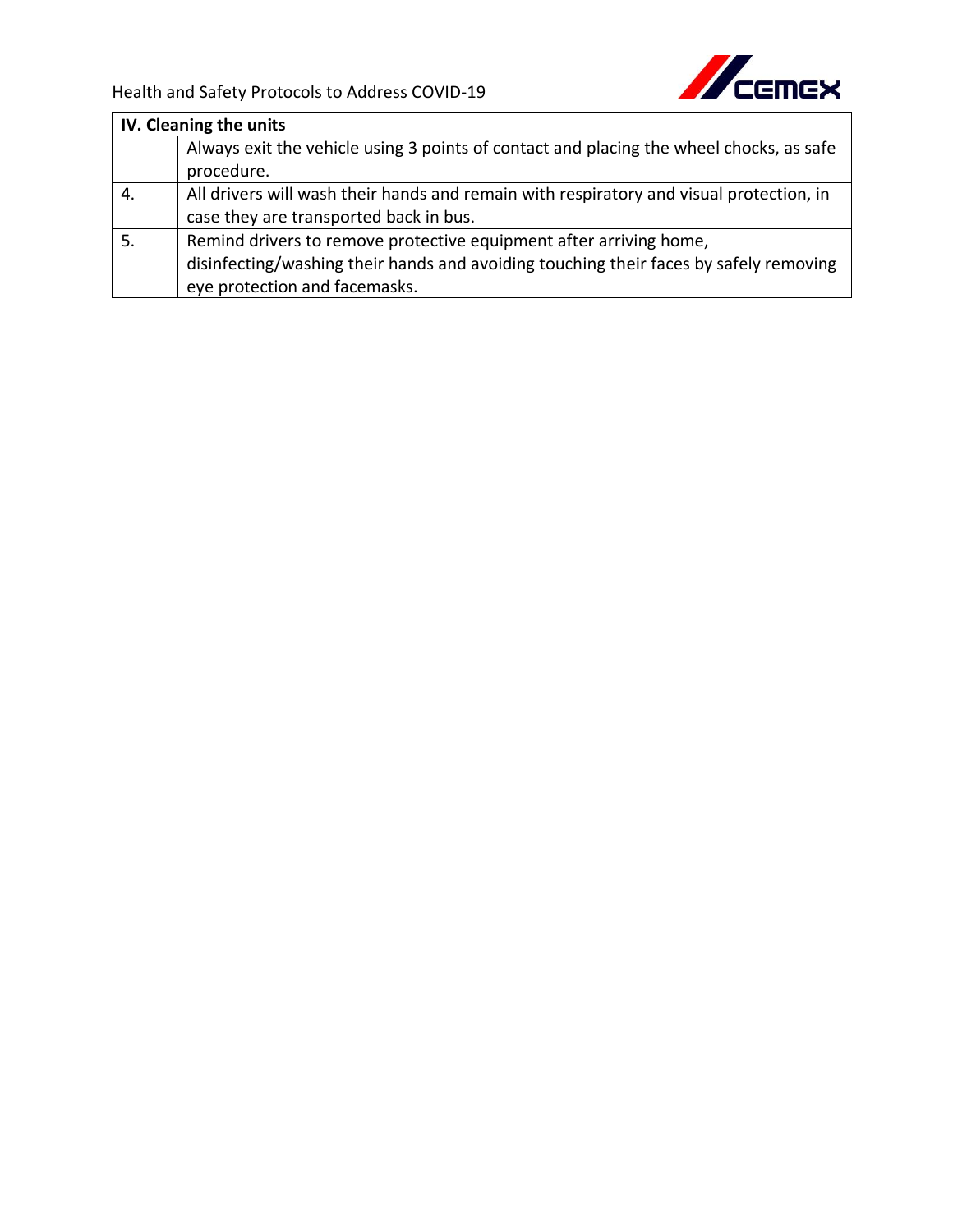| IV. Cleaning the units | |
| --- | --- |
| | Always exit the vehicle using 3 points of contact and placing the wheel chocks, as safe procedure. |
| 4. | All drivers will wash their hands and remain with respiratory and visual protection, in case they are transported back in bus. |
| 5. | Remind drivers to remove protective equipment after arriving home, disinfecting/washing their hands and avoiding touching their faces by safely removing eye protection and facemasks. |